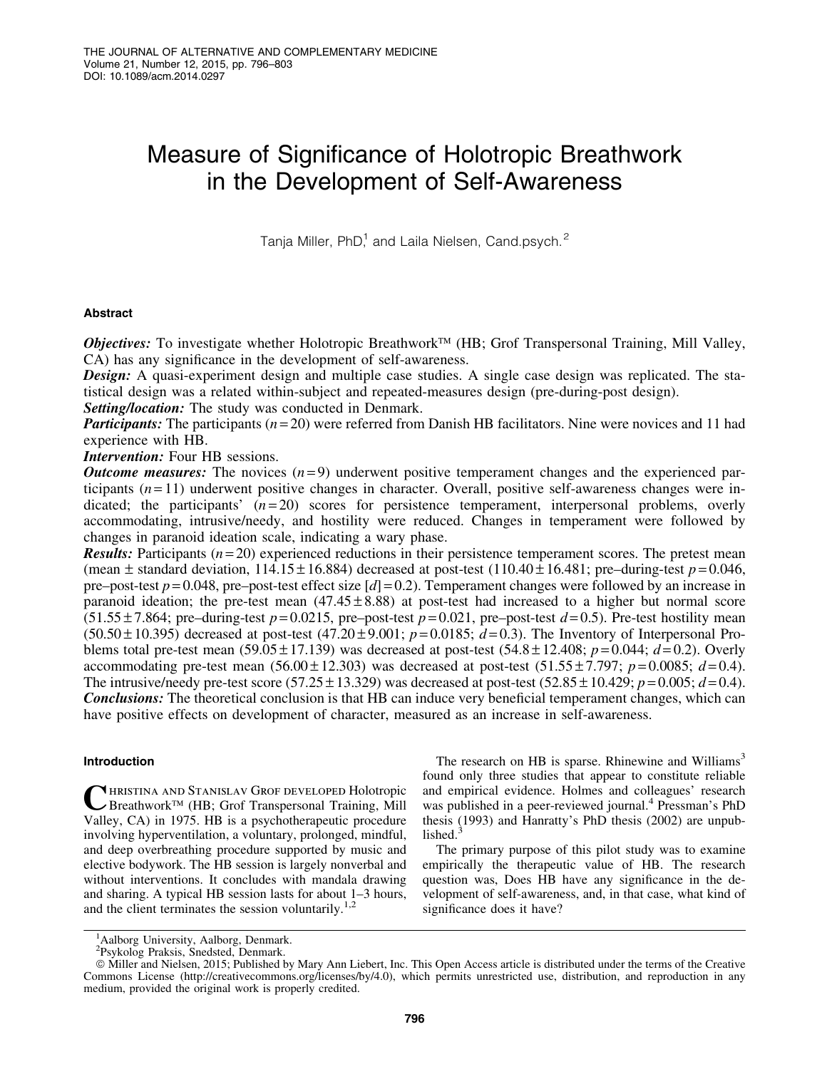# Measure of Significance of Holotropic Breathwork in the Development of Self-Awareness

Tanja Miller, PhD,[1] and Laila Nielsen, Cand.psych.[2]

## Abstract

***Objectives:*** To investigate whether Holotropic Breathwork™ (HB; Grof Transpersonal Training, Mill Valley, CA) has any significance in the development of self-awareness.

***Design:*** A quasi-experiment design and multiple case studies. A single case design was replicated. The statistical design was a related within-subject and repeated-measures design (pre-during-post design).

***Setting/location:*** The study was conducted in Denmark.

***Participants:*** The participants ($n = 20$) were referred from Danish HB facilitators. Nine were novices and 11 had experience with HB.

***Intervention:*** Four HB sessions.

***Outcome measures:*** The novices ($n = 9$) underwent positive temperament changes and the experienced participants ($n = 11$) underwent positive changes in character. Overall, positive self-awareness changes were indicated; the participants' ($n = 20$) scores for persistence temperament, interpersonal problems, overly accommodating, intrusive/needy, and hostility were reduced. Changes in temperament were followed by changes in paranoid ideation scale, indicating a wary phase.

***Results:*** Participants ($n = 20$) experienced reductions in their persistence temperament scores. The pretest mean (mean ± standard deviation, 114.15 ± 16.884) decreased at post-test (110.40 ± 16.481; pre–during-test $p = 0.046$, pre–post-test $p = 0.048$, pre–post-test effect size $[d] = 0.2$). Temperament changes were followed by an increase in paranoid ideation; the pre-test mean (47.45 ± 8.88) at post-test had increased to a higher but normal score (51.55 ± 7.864; pre–during-test $p = 0.0215$, pre–post-test $p = 0.021$, pre–post-test $d = 0.5$). Pre-test hostility mean (50.50 ± 10.395) decreased at post-test (47.20 ± 9.001; $p = 0.0185$; $d = 0.3$). The Inventory of Interpersonal Problems total pre-test mean (59.05 ± 17.139) was decreased at post-test (54.8 ± 12.408; $p = 0.044$; $d = 0.2$). Overly accommodating pre-test mean (56.00 ± 12.303) was decreased at post-test (51.55 ± 7.797; $p = 0.0085$; $d = 0.4$). The intrusive/needy pre-test score (57.25 ± 13.329) was decreased at post-test (52.85 ± 10.429; $p = 0.005$; $d = 0.4$).

***Conclusions:*** The theoretical conclusion is that HB can induce very beneficial temperament changes, which can have positive effects on development of character, measured as an increase in self-awareness.

## Introduction

Christina and Stanislav Grof developed Holotropic Breathwork™ (HB; Grof Transpersonal Training, Mill Valley, CA) in 1975. HB is a psychotherapeutic procedure involving hyperventilation, a voluntary, prolonged, mindful, and deep overbreathing procedure supported by music and elective bodywork. The HB session is largely nonverbal and without interventions. It concludes with mandala drawing and sharing. A typical HB session lasts for about 1–3 hours, and the client terminates the session voluntarily.[1,2]

The research on HB is sparse. Rhinewine and Williams[3] found only three studies that appear to constitute reliable and empirical evidence. Holmes and colleagues' research was published in a peer-reviewed journal.[4] Pressman's PhD thesis (1993) and Hanratty's PhD thesis (2002) are unpublished.[3]

The primary purpose of this pilot study was to examine empirically the therapeutic value of HB. The research question was, Does HB have any significance in the development of self-awareness, and, in that case, what kind of significance does it have?

---

[1] Aalborg University, Aalborg, Denmark.

[2] Psykolog Praksis, Snedsted, Denmark.

© Miller and Nielsen, 2015; Published by Mary Ann Liebert, Inc. This Open Access article is distributed under the terms of the Creative Commons License (http://creativecommons.org/licenses/by/4.0), which permits unrestricted use, distribution, and reproduction in any medium, provided the original work is properly credited.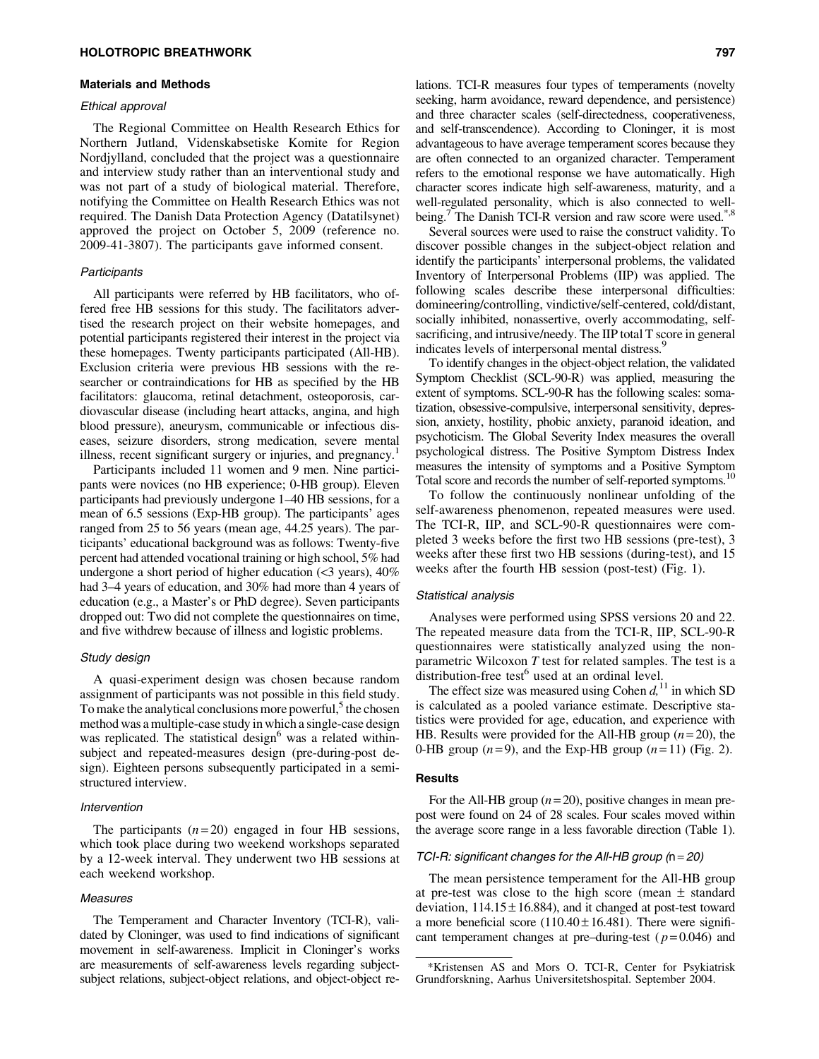## Materials and Methods

### *Ethical approval*

The Regional Committee on Health Research Ethics for Northern Jutland, Videnskabsetiske Komite for Region Nordjylland, concluded that the project was a questionnaire and interview study rather than an interventional study and was not part of a study of biological material. Therefore, notifying the Committee on Health Research Ethics was not required. The Danish Data Protection Agency (Datatilsynet) approved the project on October 5, 2009 (reference no. 2009-41-3807). The participants gave informed consent.

### *Participants*

All participants were referred by HB facilitators, who offered free HB sessions for this study. The facilitators advertised the research project on their website homepages, and potential participants registered their interest in the project via these homepages. Twenty participants participated (All-HB). Exclusion criteria were previous HB sessions with the researcher or contraindications for HB as specified by the HB facilitators: glaucoma, retinal detachment, osteoporosis, cardiovascular disease (including heart attacks, angina, and high blood pressure), aneurysm, communicable or infectious diseases, seizure disorders, strong medication, severe mental illness, recent significant surgery or injuries, and pregnancy.[1]

Participants included 11 women and 9 men. Nine participants were novices (no HB experience; 0-HB group). Eleven participants had previously undergone 1–40 HB sessions, for a mean of 6.5 sessions (Exp-HB group). The participants' ages ranged from 25 to 56 years (mean age, 44.25 years). The participants' educational background was as follows: Twenty-five percent had attended vocational training or high school, 5% had undergone a short period of higher education (<3 years), 40% had 3–4 years of education, and 30% had more than 4 years of education (e.g., a Master's or PhD degree). Seven participants dropped out: Two did not complete the questionnaires on time, and five withdrew because of illness and logistic problems.

### *Study design*

A quasi-experiment design was chosen because random assignment of participants was not possible in this field study. To make the analytical conclusions more powerful,[5] the chosen method was a multiple-case study in which a single-case design was replicated. The statistical design[6] was a related within-subject and repeated-measures design (pre-during-post design). Eighteen persons subsequently participated in a semi-structured interview.

### *Intervention*

The participants ($n = 20$) engaged in four HB sessions, which took place during two weekend workshops separated by a 12-week interval. They underwent two HB sessions at each weekend workshop.

### *Measures*

The Temperament and Character Inventory (TCI-R), validated by Cloninger, was used to find indications of significant movement in self-awareness. Implicit in Cloninger's works are measurements of self-awareness levels regarding subject-subject relations, subject-object relations, and object-object relations. TCI-R measures four types of temperaments (novelty seeking, harm avoidance, reward dependence, and persistence) and three character scales (self-directedness, cooperativeness, and self-transcendence). According to Cloninger, it is most advantageous to have average temperament scores because they are often connected to an organized character. Temperament refers to the emotional response we have automatically. High character scores indicate high self-awareness, maturity, and a well-regulated personality, which is also connected to well-being.[7] The Danish TCI-R version and raw score were used.[*,8]

Several sources were used to raise the construct validity. To discover possible changes in the subject-object relation and identify the participants' interpersonal problems, the validated Inventory of Interpersonal Problems (IIP) was applied. The following scales describe these interpersonal difficulties: domineering/controlling, vindictive/self-centered, cold/distant, socially inhibited, nonassertive, overly accommodating, self-sacrificing, and intrusive/needy. The IIP total T score in general indicates levels of interpersonal mental distress.[9]

To identify changes in the object-object relation, the validated Symptom Checklist (SCL-90-R) was applied, measuring the extent of symptoms. SCL-90-R has the following scales: somatization, obsessive-compulsive, interpersonal sensitivity, depression, anxiety, hostility, phobic anxiety, paranoid ideation, and psychoticism. The Global Severity Index measures the overall psychological distress. The Positive Symptom Distress Index measures the intensity of symptoms and a Positive Symptom Total score and records the number of self-reported symptoms.[10]

To follow the continuously nonlinear unfolding of the self-awareness phenomenon, repeated measures were used. The TCI-R, IIP, and SCL-90-R questionnaires were completed 3 weeks before the first two HB sessions (pre-test), 3 weeks after these first two HB sessions (during-test), and 15 weeks after the fourth HB session (post-test) (Fig. 1).

### *Statistical analysis*

Analyses were performed using SPSS versions 20 and 22. The repeated measure data from the TCI-R, IIP, SCL-90-R questionnaires were statistically analyzed using the non-parametric Wilcoxon $T$ test for related samples. The test is a distribution-free test[6] used at an ordinal level.

The effect size was measured using Cohen $d$,[11] in which SD is calculated as a pooled variance estimate. Descriptive statistics were provided for age, education, and experience with HB. Results were provided for the All-HB group ($n = 20$), the 0-HB group ($n = 9$), and the Exp-HB group ($n = 11$) (Fig. 2).

## Results

For the All-HB group ($n = 20$), positive changes in mean pre-post were found on 24 of 28 scales. Four scales moved within the average score range in a less favorable direction (Table 1).

### *TCI-R: significant changes for the All-HB group (*$n = 20$*)*

The mean persistence temperament for the All-HB group at pre-test was close to the high score (mean ± standard deviation, $114.15 \pm 16.884$), and it changed at post-test toward a more beneficial score ($110.40 \pm 16.481$). There were significant temperament changes at pre–during-test ($p = 0.046$) and

*Kristensen AS and Mors O. TCI-R, Center for Psykiatrisk Grundforskning, Aarhus Universitetshospital. September 2004.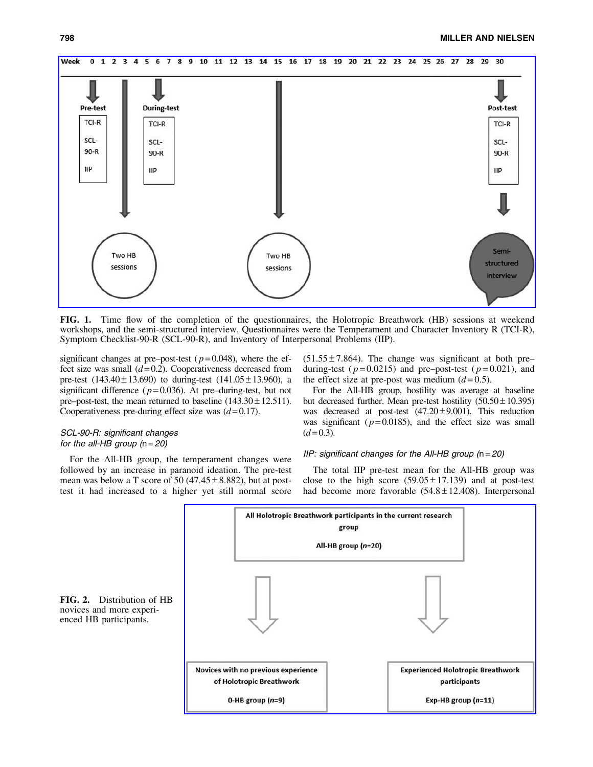Week 0 1 2 3 4 5 6 7 8 9 10 11 12 13 14 15 16 17 18 19 20 21 22 23 24 25 26 27 28 29 30

Pre-test
TCI-R
SCL-90-R
IIP

During-test
TCI-R
SCL-90-R
IIP

Post-test
TCI-R
SCL-90-R
IIP

Two HB sessions

Two HB sessions

Semi-structured interview

**FIG. 1.** Time flow of the completion of the questionnaires, the Holotropic Breathwork (HB) sessions at weekend workshops, and the semi-structured interview. Questionnaires were the Temperament and Character Inventory R (TCI-R), Symptom Checklist-90-R (SCL-90-R), and Inventory of Interpersonal Problems (IIP).

significant changes at pre–post-test ($p = 0.048$), where the effect size was small ($d = 0.2$). Cooperativeness decreased from pre-test ($143.40 \pm 13.690$) to during-test ($141.05 \pm 13.960$), a significant difference ($p = 0.036$). At pre–during-test, but not pre–post-test, the mean returned to baseline ($143.30 \pm 12.511$). Cooperativeness pre-during effect size was ($d = 0.17$).

### *SCL-90-R: significant changes for the all-HB group (n = 20)*

For the All-HB group, the temperament changes were followed by an increase in paranoid ideation. The pre-test mean was below a T score of 50 ($47.45 \pm 8.882$), but at post-test it had increased to a higher yet still normal score ($51.55 \pm 7.864$). The change was significant at both pre–during-test ($p = 0.0215$) and pre–post-test ($p = 0.021$), and the effect size at pre-post was medium ($d = 0.5$).

For the All-HB group, hostility was average at baseline but decreased further. Mean pre-test hostility ($50.50 \pm 10.395$) was decreased at post-test ($47.20 \pm 9.001$). This reduction was significant ($p = 0.0185$), and the effect size was small ($d = 0.3$).

### *IIP: significant changes for the All-HB group (n = 20)*

The total IIP pre-test mean for the All-HB group was close to the high score ($59.05 \pm 17.139$) and at post-test had become more favorable ($54.8 \pm 12.408$). Interpersonal

All Holotropic Breathwork participants in the current research group

All-HB group (*n*=20)

Novices with no previous experience of Holotropic Breathwork

0-HB group (*n*=9)

Experienced Holotropic Breathwork participants

Exp-HB group (*n*=11)

**FIG. 2.** Distribution of HB novices and more experienced HB participants.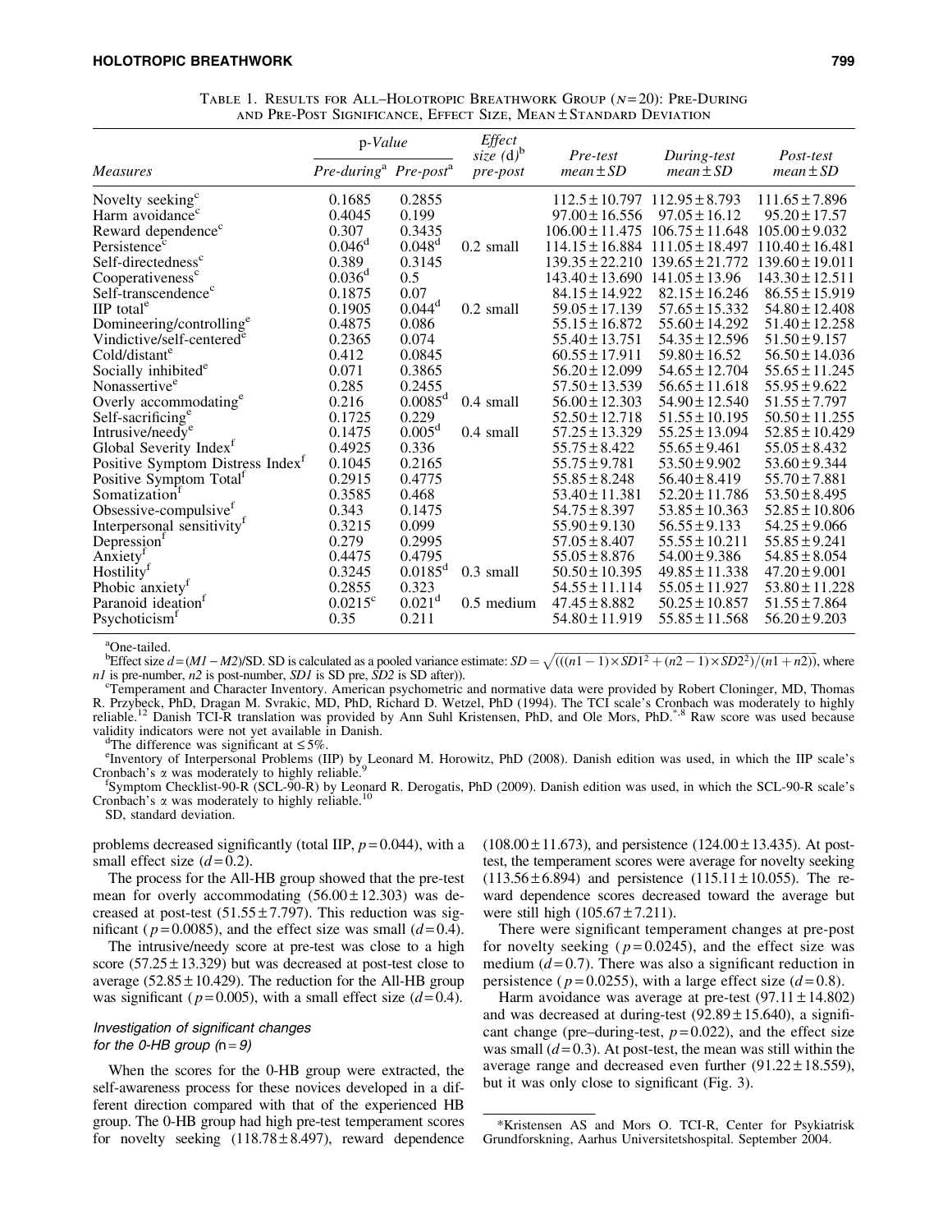Table 1. Results for All–Holotropic Breathwork Group ($n$=20): Pre-During and Pre-Post Significance, Effect Size, Mean ± Standard Deviation

| Measures | p-*Value* | | *Effect size* (d)[b] | *Pre-test mean ± SD* | *During-test mean ± SD* | *Post-test mean ± SD* |
|---|---|---|---|---|---|---|
| | *Pre-during*[a] | *Pre-post*[a] | *pre-post* | | | |
| Novelty seeking[c] | 0.1685 | 0.2855 | | 112.5 ± 10.797 | 112.95 ± 8.793 | 111.65 ± 7.896 |
| Harm avoidance[c] | 0.4045 | 0.199 | | 97.00 ± 16.556 | 97.05 ± 16.12 | 95.20 ± 17.57 |
| Reward dependence[c] | 0.307 | 0.3435 | | 106.00 ± 11.475 | 106.75 ± 11.648 | 105.00 ± 9.032 |
| Persistence[c] | 0.046[d] | 0.048[d] | 0.2 small | 114.15 ± 16.884 | 111.05 ± 18.497 | 110.40 ± 16.481 |
| Self-directedness[c] | 0.389 | 0.3145 | | 139.35 ± 22.210 | 139.65 ± 21.772 | 139.60 ± 19.011 |
| Cooperativeness[c] | 0.036[d] | 0.5 | | 143.40 ± 13.690 | 141.05 ± 13.96 | 143.30 ± 12.511 |
| Self-transcendence[c] | 0.1875 | 0.07 | | 84.15 ± 14.922 | 82.15 ± 16.246 | 86.55 ± 15.919 |
| IIP total[e] | 0.1905 | 0.044[d] | 0.2 small | 59.05 ± 17.139 | 57.65 ± 15.332 | 54.80 ± 12.408 |
| Domineering/controlling[e] | 0.4875 | 0.086 | | 55.15 ± 16.872 | 55.60 ± 14.292 | 51.40 ± 12.258 |
| Vindictive/self-centered[e] | 0.2365 | 0.074 | | 55.40 ± 13.751 | 54.35 ± 12.596 | 51.50 ± 9.157 |
| Cold/distant[e] | 0.412 | 0.0845 | | 60.55 ± 17.911 | 59.80 ± 16.52 | 56.50 ± 14.036 |
| Socially inhibited[e] | 0.071 | 0.3865 | | 56.20 ± 12.099 | 54.65 ± 12.704 | 55.65 ± 11.245 |
| Nonassertive[e] | 0.285 | 0.2455 | | 57.50 ± 13.539 | 56.65 ± 11.618 | 55.95 ± 9.622 |
| Overly accommodating[e] | 0.216 | 0.0085[d] | 0.4 small | 56.00 ± 12.303 | 54.90 ± 12.540 | 51.55 ± 7.797 |
| Self-sacrificing[e] | 0.1725 | 0.229 | | 52.50 ± 12.718 | 51.55 ± 10.195 | 50.50 ± 11.255 |
| Intrusive/needy[e] | 0.1475 | 0.005[d] | 0.4 small | 57.25 ± 13.329 | 55.25 ± 13.094 | 52.85 ± 10.429 |
| Global Severity Index[f] | 0.4925 | 0.336 | | 55.75 ± 8.422 | 55.65 ± 9.461 | 55.05 ± 8.432 |
| Positive Symptom Distress Index[f] | 0.1045 | 0.2165 | | 55.75 ± 9.781 | 53.50 ± 9.902 | 53.60 ± 9.344 |
| Positive Symptom Total[f] | 0.2915 | 0.4775 | | 55.85 ± 8.248 | 56.40 ± 8.419 | 55.70 ± 7.881 |
| Somatization[f] | 0.3585 | 0.468 | | 53.40 ± 11.381 | 52.20 ± 11.786 | 53.50 ± 8.495 |
| Obsessive-compulsive[f] | 0.343 | 0.1475 | | 54.75 ± 8.397 | 53.85 ± 10.363 | 52.85 ± 10.806 |
| Interpersonal sensitivity[f] | 0.3215 | 0.099 | | 55.90 ± 9.130 | 56.55 ± 9.133 | 54.25 ± 9.066 |
| Depression[f] | 0.279 | 0.2995 | | 57.05 ± 8.407 | 55.55 ± 10.211 | 55.85 ± 9.241 |
| Anxiety[f] | 0.4475 | 0.4795 | | 55.05 ± 8.876 | 54.00 ± 9.386 | 54.85 ± 8.054 |
| Hostility[f] | 0.3245 | 0.0185[d] | 0.3 small | 50.50 ± 10.395 | 49.85 ± 11.338 | 47.20 ± 9.001 |
| Phobic anxiety[f] | 0.2855 | 0.323 | | 54.55 ± 11.114 | 55.05 ± 11.927 | 53.80 ± 11.228 |
| Paranoid ideation[f] | 0.0215[c] | 0.021[d] | 0.5 medium | 47.45 ± 8.882 | 50.25 ± 10.857 | 51.55 ± 7.864 |
| Psychoticism[f] | 0.35 | 0.211 | | 54.80 ± 11.919 | 55.85 ± 11.568 | 56.20 ± 9.203 |

[a]One-tailed.
[b]Effect size $d=(M1-M2)$/SD. SD is calculated as a pooled variance estimate: $SD=\sqrt{(((n1-1)\times SD1^2+(n2-1)\times SD2^2)/(n1+n2))}$, where $n1$ is pre-number, $n2$ is post-number, $SD1$ is SD pre, $SD2$ is SD after)).
[c]Temperament and Character Inventory. American psychometric and normative data were provided by Robert Cloninger, MD, Thomas R. Przybeck, PhD, Dragan M. Svrakic, MD, PhD, Richard D. Wetzel, PhD (1994). The TCI scale's Cronbach was moderately to highly reliable.[12] Danish TCI-R translation was provided by Ann Suhl Kristensen, PhD, and Ole Mors, PhD.[*,8] Raw score was used because validity indicators were not yet available in Danish.
[d]The difference was significant at ≤5%.
[e]Inventory of Interpersonal Problems (IIP) by Leonard M. Horowitz, PhD (2008). Danish edition was used, in which the IIP scale's Cronbach's α was moderately to highly reliable.[9]
[f]Symptom Checklist-90-R (SCL-90-R) by Leonard R. Derogatis, PhD (2009). Danish edition was used, in which the SCL-90-R scale's Cronbach's α was moderately to highly reliable.[10]
SD, standard deviation.

problems decreased significantly (total IIP, $p=0.044$), with a small effect size ($d=0.2$).

The process for the All-HB group showed that the pre-test mean for overly accommodating (56.00 ± 12.303) was decreased at post-test (51.55 ± 7.797). This reduction was significant ($p=0.0085$), and the effect size was small ($d=0.4$).

The intrusive/needy score at pre-test was close to a high score (57.25 ± 13.329) but was decreased at post-test close to average (52.85 ± 10.429). The reduction for the All-HB group was significant ($p=0.005$), with a small effect size ($d=0.4$).

### *Investigation of significant changes for the 0-HB group ($n=9$)*

When the scores for the 0-HB group were extracted, the self-awareness process for these novices developed in a different direction compared with that of the experienced HB group. The 0-HB group had high pre-test temperament scores for novelty seeking (118.78 ± 8.497), reward dependence (108.00 ± 11.673), and persistence (124.00 ± 13.435). At post-test, the temperament scores were average for novelty seeking (113.56 ± 6.894) and persistence (115.11 ± 10.055). The reward dependence scores decreased toward the average but were still high (105.67 ± 7.211).

There were significant temperament changes at pre-post for novelty seeking ($p=0.0245$), and the effect size was medium ($d=0.7$). There was also a significant reduction in persistence ($p=0.0255$), with a large effect size ($d=0.8$).

Harm avoidance was average at pre-test (97.11 ± 14.802) and was decreased at during-test (92.89 ± 15.640), a significant change (pre–during-test, $p=0.022$), and the effect size was small ($d=0.3$). At post-test, the mean was still within the average range and decreased even further (91.22 ± 18.559), but it was only close to significant (Fig. 3).

*Kristensen AS and Mors O. TCI-R, Center for Psykiatrisk Grundforskning, Aarhus Universitetshospital. September 2004.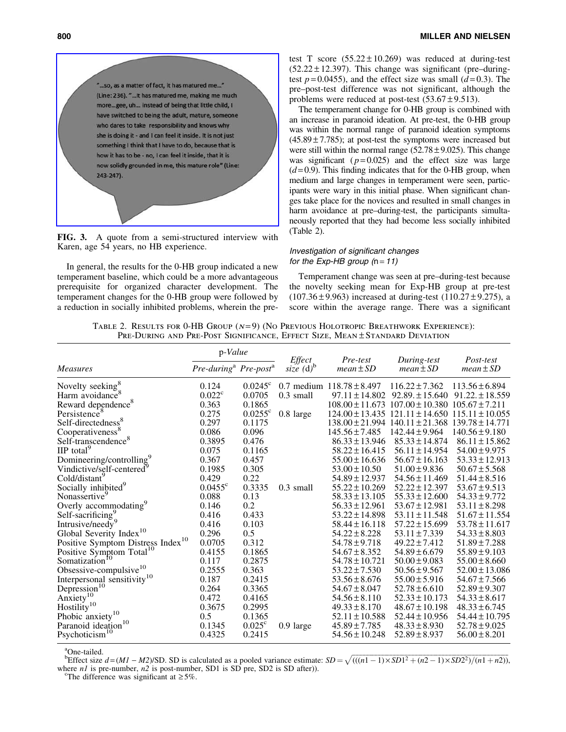"...so, as a matter of fact, it has matured me..." (Line: 236). "...It has matured me, making me much more...gee, uh... instead of being that little child, I have switched to being the adult, mature, someone who dares to take responsibility and knows why she is doing it - and I can feel it inside. It is not just something I think that I have to do, because that is how it has to be - no, I can feel it inside, that it is now solidly grounded in me, this mature role" (Line: 243-247).

**FIG. 3.** A quote from a semi-structured interview with Karen, age 54 years, no HB experience.

In general, the results for the 0-HB group indicated a new temperament baseline, which could be a more advantageous prerequisite for organized character development. The temperament changes for the 0-HB group were followed by a reduction in socially inhibited problems, wherein the pre-test T score (55.22 ± 10.269) was reduced at during-test (52.22 ± 12.397). This change was significant (pre–during-test $p = 0.0455$), and the effect size was small ($d = 0.3$). The pre–post-test difference was not significant, although the problems were reduced at post-test (53.67 ± 9.513).

The temperament change for 0-HB group is combined with an increase in paranoid ideation. At pre-test, the 0-HB group was within the normal range of paranoid ideation symptoms (45.89 ± 7.785); at post-test the symptoms were increased but were still within the normal range (52.78 ± 9.025). This change was significant ($p = 0.025$) and the effect size was large ($d = 0.9$). This finding indicates that for the 0-HB group, when medium and large changes in temperament were seen, participants were wary in this initial phase. When significant changes take place for the novices and resulted in small changes in harm avoidance at pre–during-test, the participants simultaneously reported that they had become less socially inhibited (Table 2).

### *Investigation of significant changes for the Exp-HB group (n = 11)*

Temperament change was seen at pre–during-test because the novelty seeking mean for Exp-HB group at pre-test (107.36 ± 9.963) increased at during-test (110.27 ± 9.275), a score within the average range. There was a significant

Table 2. Results for 0-HB Group ($n = 9$) (No Previous Holotropic Breathwork Experience): Pre-During and Pre-Post Significance, Effect Size, Mean ± Standard Deviation

| *Measures* | p-*Value* | | *Effect size (d)*[b] | *Pre-test mean ± SD* | *During-test mean ± SD* | *Post-test mean ± SD* |
|---|---|---|---|---|---|---|
| | *Pre-during*[a] | *Pre-post*[a] | | | | |
| Novelty seeking[8] | 0.124 | 0.0245[c] | 0.7 medium | 118.78 ± 8.497 | 116.22 ± 7.362 | 113.56 ± 6.894 |
| Harm avoidance[8] | 0.022[c] | 0.0705 | 0.3 small | 97.11 ± 14.802 | 92.89. ± 15.640 | 91.22. ± 18.559 |
| Reward dependence[8] | 0.363 | 0.1865 | | 108.00 ± 11.673 | 107.00 ± 10.380 | 105.67 ± 7.211 |
| Persistence[8] | 0.275 | 0.0255[c] | 0.8 large | 124.00 ± 13.435 | 121.11 ± 14.650 | 115.11 ± 10.055 |
| Self-directedness[8] | 0.297 | 0.1175 | | 138.00 ± 21.994 | 140.11 ± 21.368 | 139.78 ± 14.771 |
| Cooperativeness[8] | 0.086 | 0.096 | | 145.56 ± 7.485 | 142.44 ± 9.964 | 140.56 ± 9.180 |
| Self-transcendence[8] | 0.3895 | 0.476 | | 86.33 ± 13.946 | 85.33 ± 14.874 | 86.11 ± 15.862 |
| IIP total[9] | 0.075 | 0.1165 | | 58.22 ± 16.415 | 56.11 ± 14.954 | 54.00 ± 9.975 |
| Domineering/controlling[9] | 0.367 | 0.457 | | 55.00 ± 16.636 | 56.67 ± 16.163 | 53.33 ± 12.913 |
| Vindictive/self-centered[9] | 0.1985 | 0.305 | | 53.00 ± 10.50 | 51.00 ± 9.836 | 50.67 ± 5.568 |
| Cold/distant[9] | 0.429 | 0.22 | | 54.89 ± 12.937 | 54.56 ± 11.469 | 51.44 ± 8.516 |
| Socially inhibited[9] | 0.0455[c] | 0.3335 | 0.3 small | 55.22 ± 10.269 | 52.22 ± 12.397 | 53.67 ± 9.513 |
| Nonassertive[9] | 0.088 | 0.13 | | 58.33 ± 13.105 | 55.33 ± 12.600 | 54.33 ± 9.772 |
| Overly accommodating[9] | 0.146 | 0.2 | | 56.33 ± 12.961 | 53.67 ± 12.981 | 53.11 ± 8.298 |
| Self-sacrificing[9] | 0.416 | 0.433 | | 53.22 ± 14.898 | 53.11 ± 11.548 | 51.67 ± 11.554 |
| Intrusive/needy[9] | 0.416 | 0.103 | | 58.44 ± 16.118 | 57.22 ± 15.699 | 53.78 ± 11.617 |
| Global Severity Index[10] | 0.296 | 0.5 | | 54.22 ± 8.228 | 53.11 ± 7.339 | 54.33 ± 8.803 |
| Positive Symptom Distress Index[10] | 0.0705 | 0.312 | | 54.78 ± 9.718 | 49.22 ± 7.412 | 51.89 ± 7.288 |
| Positive Symptom Total[10] | 0.4155 | 0.1865 | | 54.67 ± 8.352 | 54.89 ± 6.679 | 55.89 ± 9.103 |
| Somatization[10] | 0.117 | 0.2875 | | 54.78 ± 10.721 | 50.00 ± 9.083 | 55.00 ± 8.660 |
| Obsessive-compulsive[10] | 0.2555 | 0.363 | | 53.22 ± 7.530 | 50.56 ± 9.567 | 52.00 ± 13.086 |
| Interpersonal sensitivity[10] | 0.187 | 0.2415 | | 53.56 ± 8.676 | 55.00 ± 5.916 | 54.67 ± 7.566 |
| Depression[10] | 0.264 | 0.3365 | | 54.67 ± 8.047 | 52.78 ± 6.610 | 52.89 ± 9.307 |
| Anxiety[10] | 0.472 | 0.4165 | | 54.56 ± 8.110 | 52.33 ± 10.173 | 54.33 ± 8.617 |
| Hostility[10] | 0.3675 | 0.2995 | | 49.33 ± 8.170 | 48.67 ± 10.198 | 48.33 ± 6.745 |
| Phobic anxiety[10] | 0.5 | 0.1365 | | 52.11 ± 10.588 | 52.44 ± 10.956 | 54.44 ± 10.795 |
| Paranoid ideation[10] | 0.1345 | 0.025[c] | 0.9 large | 45.89 ± 7.785 | 48.33 ± 8.930 | 52.78 ± 9.025 |
| Psychoticism[10] | 0.4325 | 0.2415 | | 54.56 ± 10.248 | 52.89 ± 8.937 | 56.00 ± 8.201 |

[a]One-tailed.

[b]Effect size $d = (M1 - M2)/\text{SD}$. SD is calculated as a pooled variance estimate: $SD = \sqrt{(((n1-1) \times SD1^2 + (n2-1) \times SD2^2)/(n1+n2))}$, where $n1$ is pre-number, $n2$ is post-number, SD1 is SD pre, SD2 is SD after)).

[c]The difference was significant at ≥5%.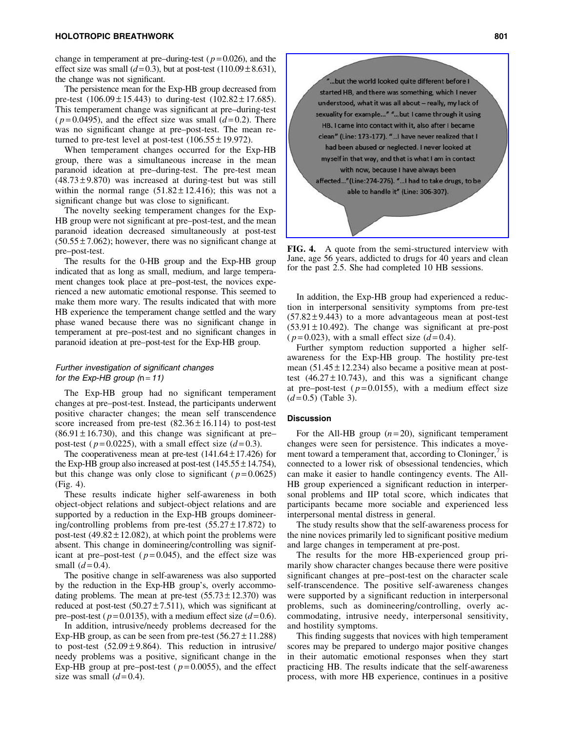change in temperament at pre–during-test ($p = 0.026$), and the effect size was small ($d = 0.3$), but at post-test ($110.09 \pm 8.631$), the change was not significant.

The persistence mean for the Exp-HB group decreased from pre-test ($106.09 \pm 15.443$) to during-test ($102.82 \pm 17.685$). This temperament change was significant at pre–during-test ($p = 0.0495$), and the effect size was small ($d = 0.2$). There was no significant change at pre–post-test. The mean returned to pre-test level at post-test ($106.55 \pm 19.972$).

When temperament changes occurred for the Exp-HB group, there was a simultaneous increase in the mean paranoid ideation at pre–during-test. The pre-test mean ($48.73 \pm 9.870$) was increased at during-test but was still within the normal range ($51.82 \pm 12.416$); this was not a significant change but was close to significant.

The novelty seeking temperament changes for the Exp-HB group were not significant at pre–post-test, and the mean paranoid ideation decreased simultaneously at post-test ($50.55 \pm 7.062$); however, there was no significant change at pre–post-test.

The results for the 0-HB group and the Exp-HB group indicated that as long as small, medium, and large temperament changes took place at pre–post-test, the novices experienced a new automatic emotional response. This seemed to make them more wary. The results indicated that with more HB experience the temperament change settled and the wary phase waned because there was no significant change in temperament at pre–post-test and no significant changes in paranoid ideation at pre–post-test for the Exp-HB group.

### *Further investigation of significant changes for the Exp-HB group ($n = 11$)*

The Exp-HB group had no significant temperament changes at pre–post-test. Instead, the participants underwent positive character changes; the mean self transcendence score increased from pre-test ($82.36 \pm 16.114$) to post-test ($86.91 \pm 16.730$), and this change was significant at pre–post-test ($p = 0.0225$), with a small effect size ($d = 0.3$).

The cooperativeness mean at pre-test ($141.64 \pm 17.426$) for the Exp-HB group also increased at post-test ($145.55 \pm 14.754$), but this change was only close to significant ($p = 0.0625$) (Fig. 4).

These results indicate higher self-awareness in both object-object relations and subject-object relations and are supported by a reduction in the Exp-HB groups domineering/controlling problems from pre-test ($55.27 \pm 17.872$) to post-test ($49.82 \pm 12.082$), at which point the problems were absent. This change in domineering/controlling was significant at pre–post-test ($p = 0.045$), and the effect size was small ($d = 0.4$).

The positive change in self-awareness was also supported by the reduction in the Exp-HB group's, overly accommodating problems. The mean at pre-test ($55.73 \pm 12.370$) was reduced at post-test ($50.27 \pm 7.511$), which was significant at pre–post-test ($p = 0.0135$), with a medium effect size ($d = 0.6$).

In addition, intrusive/needy problems decreased for the Exp-HB group, as can be seen from pre-test ($56.27 \pm 11.288$) to post-test ($52.09 \pm 9.864$). This reduction in intrusive/needy problems was a positive, significant change in the Exp-HB group at pre–post-test ($p = 0.0055$), and the effect size was small ($d = 0.4$).

"...but the world looked quite different before I started HB, and there was something, which I never understood, what it was all about – really, my lack of sexuality for example..." "...but I came through it using HB. I came into contact with it, also after I became clean" (Line: 173-177). "...I have never realized that I had been abused or neglected. I never looked at myself in that way, and that is what I am in contact with now, because I have always been affected..."(Line:274-276). "...I had to take drugs, to be able to handle it" (Line: 306-307).

**FIG. 4.** A quote from the semi-structured interview with Jane, age 56 years, addicted to drugs for 40 years and clean for the past 2.5. She had completed 10 HB sessions.

In addition, the Exp-HB group had experienced a reduction in interpersonal sensitivity symptoms from pre-test ($57.82 \pm 9.443$) to a more advantageous mean at post-test ($53.91 \pm 10.492$). The change was significant at pre-post ($p = 0.023$), with a small effect size ($d = 0.4$).

Further symptom reduction supported a higher self-awareness for the Exp-HB group. The hostility pre-test mean ($51.45 \pm 12.234$) also became a positive mean at post-test ($46.27 \pm 10.743$), and this was a significant change at pre–post-test ($p = 0.0155$), with a medium effect size ($d = 0.5$) (Table 3).

## Discussion

For the All-HB group ($n = 20$), significant temperament changes were seen for persistence. This indicates a movement toward a temperament that, according to Cloninger,[7] is connected to a lower risk of obsessional tendencies, which can make it easier to handle contingency events. The All-HB group experienced a significant reduction in interpersonal problems and IIP total score, which indicates that participants became more sociable and experienced less interpersonal mental distress in general.

The study results show that the self-awareness process for the nine novices primarily led to significant positive medium and large changes in temperament at pre-post.

The results for the more HB-experienced group primarily show character changes because there were positive significant changes at pre–post-test on the character scale self-transcendence. The positive self-awareness changes were supported by a significant reduction in interpersonal problems, such as domineering/controlling, overly accommodating, intrusive needy, interpersonal sensitivity, and hostility symptoms.

This finding suggests that novices with high temperament scores may be prepared to undergo major positive changes in their automatic emotional responses when they start practicing HB. The results indicate that the self-awareness process, with more HB experience, continues in a positive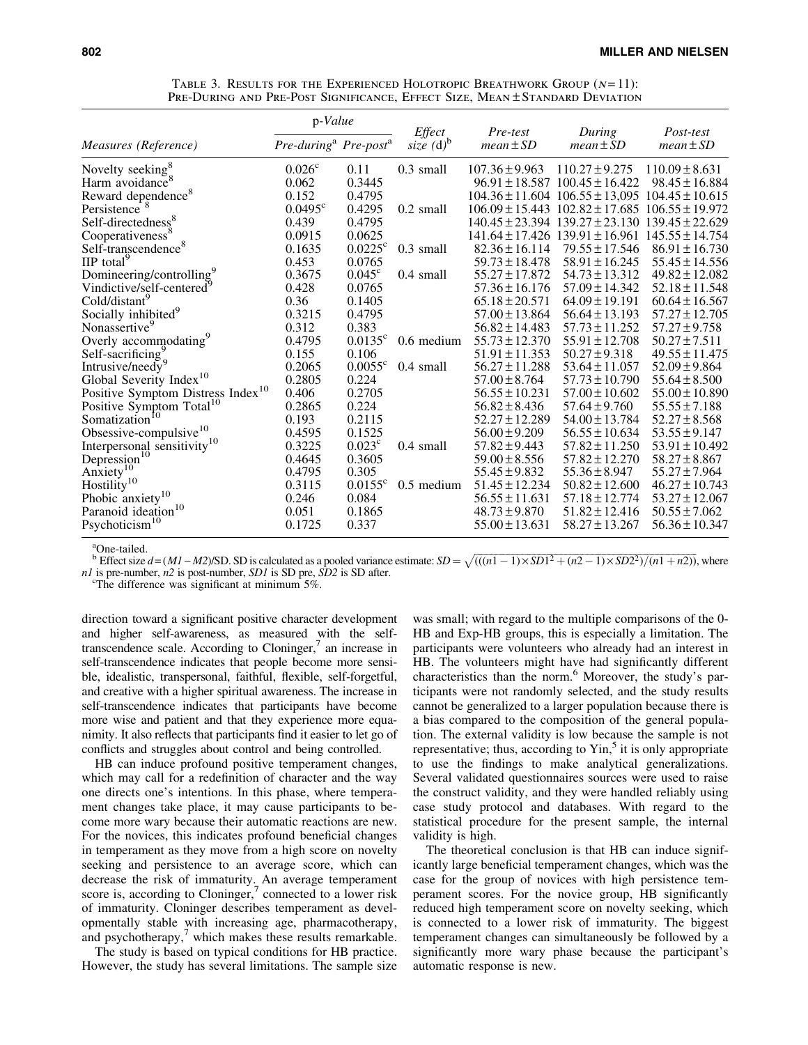Table 3. Results for the Experienced Holotropic Breathwork Group ($n=11$): Pre-During and Pre-Post Significance, Effect Size, Mean ± Standard Deviation

| Measures (Reference) | p-Value | | Effect size (d)[b] | Pre-test mean ± SD | During mean ± SD | Post-test mean ± SD |
|---|---|---|---|---|---|---|
| | Pre-during[a] | Pre-post[a] | | | | |
| Novelty seeking[8] | 0.026[c] | 0.11 | 0.3 small | 107.36 ± 9.963 | 110.27 ± 9.275 | 110.09 ± 8.631 |
| Harm avoidance[8] | 0.062 | 0.3445 | | 96.91 ± 18.587 | 100.45 ± 16.422 | 98.45 ± 16.884 |
| Reward dependence[8] | 0.152 | 0.4795 | | 104.36 ± 11.604 | 106.55 ± 13,095 | 104.45 ± 10.615 |
| Persistence[8] | 0.0495[c] | 0.4295 | 0.2 small | 106.09 ± 15.443 | 102.82 ± 17.685 | 106.55 ± 19.972 |
| Self-directedness[8] | 0.439 | 0.4795 | | 140.45 ± 23.394 | 139.27 ± 23.130 | 139.45 ± 22.629 |
| Cooperativeness[8] | 0.0915 | 0.0625 | | 141.64 ± 17.426 | 139.91 ± 16.961 | 145.55 ± 14.754 |
| Self-transcendence[8] | 0.1635 | 0.0225[c] | 0.3 small | 82.36 ± 16.114 | 79.55 ± 17.546 | 86.91 ± 16.730 |
| IIP total[9] | 0.453 | 0.0765 | | 59.73 ± 18.478 | 58.91 ± 16.245 | 55.45 ± 14.556 |
| Domineering/controlling[9] | 0.3675 | 0.045[c] | 0.4 small | 55.27 ± 17.872 | 54.73 ± 13.312 | 49.82 ± 12.082 |
| Vindictive/self-centered[9] | 0.428 | 0.0765 | | 57.36 ± 16.176 | 57.09 ± 14.342 | 52.18 ± 11.548 |
| Cold/distant[9] | 0.36 | 0.1405 | | 65.18 ± 20.571 | 64.09 ± 19.191 | 60.64 ± 16.567 |
| Socially inhibited[9] | 0.3215 | 0.4795 | | 57.00 ± 13.864 | 56.64 ± 13.193 | 57.27 ± 12.705 |
| Nonassertive[9] | 0.312 | 0.383 | | 56.82 ± 14.483 | 57.73 ± 11.252 | 57.27 ± 9.758 |
| Overly accommodating[9] | 0.4795 | 0.0135[c] | 0.6 medium | 55.73 ± 12.370 | 55.91 ± 12.708 | 50.27 ± 7.511 |
| Self-sacrificing[9] | 0.155 | 0.106 | | 51.91 ± 11.353 | 50.27 ± 9.318 | 49.55 ± 11.475 |
| Intrusive/needy[9] | 0.2065 | 0.0055[c] | 0.4 small | 56.27 ± 11.288 | 53.64 ± 11.057 | 52.09 ± 9.864 |
| Global Severity Index[10] | 0.2805 | 0.224 | | 57.00 ± 8.764 | 57.73 ± 10.790 | 55.64 ± 8.500 |
| Positive Symptom Distress Index[10] | 0.406 | 0.2705 | | 56.55 ± 10.231 | 57.00 ± 10.602 | 55.00 ± 10.890 |
| Positive Symptom Total[10] | 0.2865 | 0.224 | | 56.82 ± 8.436 | 57.64 ± 9.760 | 55.55 ± 7.188 |
| Somatization[10] | 0.193 | 0.2115 | | 52.27 ± 12.289 | 54.00 ± 13.784 | 52.27 ± 8.568 |
| Obsessive-compulsive[10] | 0.4595 | 0.1525 | | 56.00 ± 9.209 | 56.55 ± 10.634 | 53.55 ± 9.147 |
| Interpersonal sensitivity[10] | 0.3225 | 0.023[c] | 0.4 small | 57.82 ± 9.443 | 57.82 ± 11.250 | 53.91 ± 10.492 |
| Depression[10] | 0.4645 | 0.3605 | | 59.00 ± 8.556 | 57.82 ± 12.270 | 58.27 ± 8.867 |
| Anxiety[10] | 0.4795 | 0.305 | | 55.45 ± 9.832 | 55.36 ± 8.947 | 55.27 ± 7.964 |
| Hostility[10] | 0.3115 | 0.0155[c] | 0.5 medium | 51.45 ± 12.234 | 50.82 ± 12.600 | 46.27 ± 10.743 |
| Phobic anxiety[10] | 0.246 | 0.084 | | 56.55 ± 11.631 | 57.18 ± 12.774 | 53.27 ± 12.067 |
| Paranoid ideation[10] | 0.051 | 0.1865 | | 48.73 ± 9.870 | 51.82 ± 12.416 | 50.55 ± 7.062 |
| Psychoticism[10] | 0.1725 | 0.337 | | 55.00 ± 13.631 | 58.27 ± 13.267 | 56.36 ± 10.347 |

[a]One-tailed.
[b] Effect size $d=(M1-M2)/SD$. SD is calculated as a pooled variance estimate: $SD=\sqrt{(((n1-1)\times SD1^2+(n2-1)\times SD2^2)/(n1+n2))}$, where $n1$ is pre-number, $n2$ is post-number, $SD1$ is SD pre, $SD2$ is SD after.
[c]The difference was significant at minimum 5%.

direction toward a significant positive character development and higher self-awareness, as measured with the self-transcendence scale. According to Cloninger,[7] an increase in self-transcendence indicates that people become more sensible, idealistic, transpersonal, faithful, flexible, self-forgetful, and creative with a higher spiritual awareness. The increase in self-transcendence indicates that participants have become more wise and patient and that they experience more equanimity. It also reflects that participants find it easier to let go of conflicts and struggles about control and being controlled.

HB can induce profound positive temperament changes, which may call for a redefinition of character and the way one directs one's intentions. In this phase, where temperament changes take place, it may cause participants to become more wary because their automatic reactions are new. For the novices, this indicates profound beneficial changes in temperament as they move from a high score on novelty seeking and persistence to an average score, which can decrease the risk of immaturity. An average temperament score is, according to Cloninger,[7] connected to a lower risk of immaturity. Cloninger describes temperament as developmentally stable with increasing age, pharmacotherapy, and psychotherapy,[7] which makes these results remarkable.

The study is based on typical conditions for HB practice. However, the study has several limitations. The sample size was small; with regard to the multiple comparisons of the 0-HB and Exp-HB groups, this is especially a limitation. The participants were volunteers who already had an interest in HB. The volunteers might have had significantly different characteristics than the norm.[6] Moreover, the study's participants were not randomly selected, and the study results cannot be generalized to a larger population because there is a bias compared to the composition of the general population. The external validity is low because the sample is not representative; thus, according to Yin,[5] it is only appropriate to use the findings to make analytical generalizations. Several validated questionnaires sources were used to raise the construct validity, and they were handled reliably using case study protocol and databases. With regard to the statistical procedure for the present sample, the internal validity is high.

The theoretical conclusion is that HB can induce significantly large beneficial temperament changes, which was the case for the group of novices with high persistence temperament scores. For the novice group, HB significantly reduced high temperament score on novelty seeking, which is connected to a lower risk of immaturity. The biggest temperament changes can simultaneously be followed by a significantly more wary phase because the participant's automatic response is new.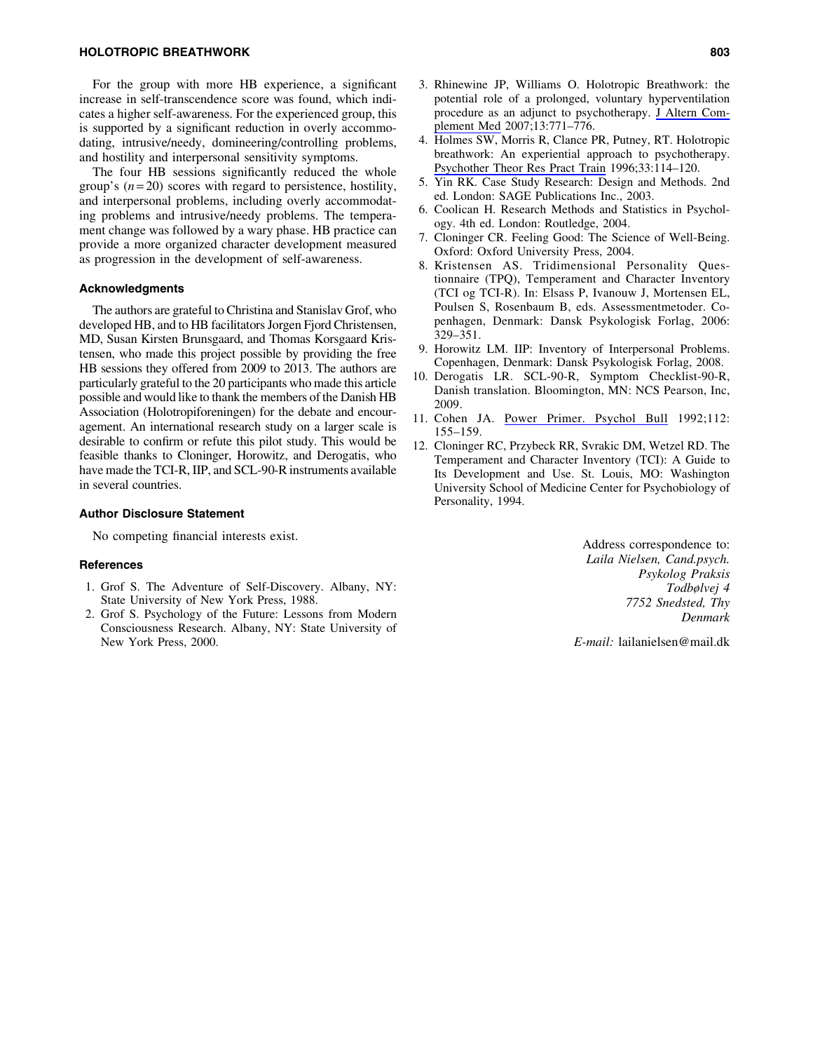For the group with more HB experience, a significant increase in self-transcendence score was found, which indicates a higher self-awareness. For the experienced group, this is supported by a significant reduction in overly accommodating, intrusive/needy, domineering/controlling problems, and hostility and interpersonal sensitivity symptoms.

The four HB sessions significantly reduced the whole group's ($n = 20$) scores with regard to persistence, hostility, and interpersonal problems, including overly accommodating problems and intrusive/needy problems. The temperament change was followed by a wary phase. HB practice can provide a more organized character development measured as progression in the development of self-awareness.

### Acknowledgments

The authors are grateful to Christina and Stanislav Grof, who developed HB, and to HB facilitators Jorgen Fjord Christensen, MD, Susan Kirsten Brunsgaard, and Thomas Korsgaard Kristensen, who made this project possible by providing the free HB sessions they offered from 2009 to 2013. The authors are particularly grateful to the 20 participants who made this article possible and would like to thank the members of the Danish HB Association (Holotropiforeningen) for the debate and encouragement. An international research study on a larger scale is desirable to confirm or refute this pilot study. This would be feasible thanks to Cloninger, Horowitz, and Derogatis, who have made the TCI-R, IIP, and SCL-90-R instruments available in several countries.

### Author Disclosure Statement

No competing financial interests exist.

### References

1. Grof S. The Adventure of Self-Discovery. Albany, NY: State University of New York Press, 1988.
2. Grof S. Psychology of the Future: Lessons from Modern Consciousness Research. Albany, NY: State University of New York Press, 2000.
3. Rhinewine JP, Williams O. Holotropic Breathwork: the potential role of a prolonged, voluntary hyperventilation procedure as an adjunct to psychotherapy. J Altern Complement Med 2007;13:771–776.
4. Holmes SW, Morris R, Clance PR, Putney, RT. Holotropic breathwork: An experiential approach to psychotherapy. Psychother Theor Res Pract Train 1996;33:114–120.
5. Yin RK. Case Study Research: Design and Methods. 2nd ed. London: SAGE Publications Inc., 2003.
6. Coolican H. Research Methods and Statistics in Psychology. 4th ed. London: Routledge, 2004.
7. Cloninger CR. Feeling Good: The Science of Well-Being. Oxford: Oxford University Press, 2004.
8. Kristensen AS. Tridimensional Personality Questionnaire (TPQ), Temperament and Character Inventory (TCI og TCI-R). In: Elsass P, Ivanouw J, Mortensen EL, Poulsen S, Rosenbaum B, eds. Assessmentmetoder. Copenhagen, Denmark: Dansk Psykologisk Forlag, 2006: 329–351.
9. Horowitz LM. IIP: Inventory of Interpersonal Problems. Copenhagen, Denmark: Dansk Psykologisk Forlag, 2008.
10. Derogatis LR. SCL-90-R, Symptom Checklist-90-R, Danish translation. Bloomington, MN: NCS Pearson, Inc, 2009.
11. Cohen JA. Power Primer. Psychol Bull 1992;112: 155–159.
12. Cloninger RC, Przybeck RR, Svrakic DM, Wetzel RD. The Temperament and Character Inventory (TCI): A Guide to Its Development and Use. St. Louis, MO: Washington University School of Medicine Center for Psychobiology of Personality, 1994.

Address correspondence to:
*Laila Nielsen, Cand.psych.*
*Psykolog Praksis*
*Todbølvej 4*
*7752 Snedsted, Thy*
*Denmark*

*E-mail:* lailanielsen@mail.dk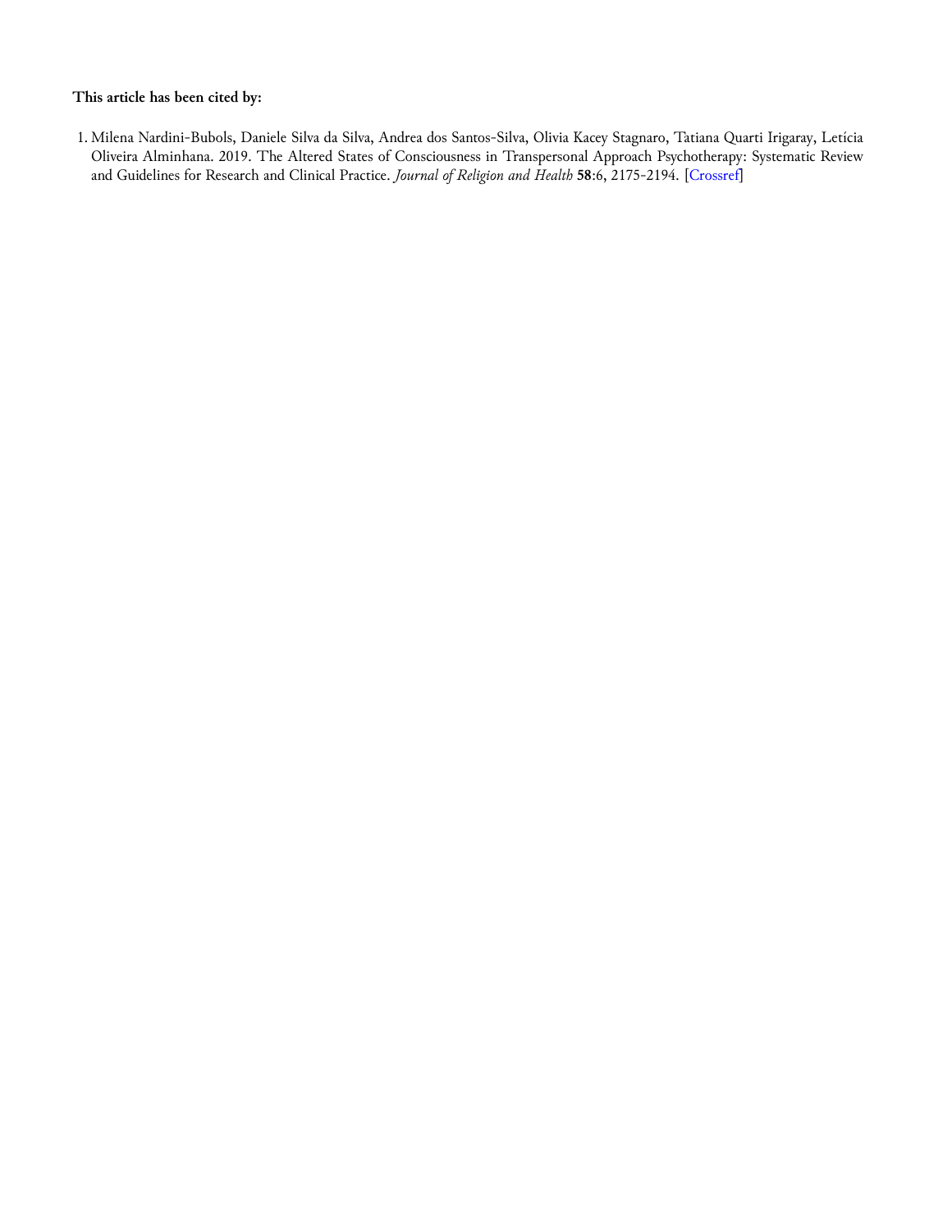**This article has been cited by:**

1. Milena Nardini-Bubols, Daniele Silva da Silva, Andrea dos Santos-Silva, Olivia Kacey Stagnaro, Tatiana Quarti Irigaray, Letícia Oliveira Alminhana. 2019. The Altered States of Consciousness in Transpersonal Approach Psychotherapy: Systematic Review and Guidelines for Research and Clinical Practice. *Journal of Religion and Health* **58**:6, 2175-2194. [Crossref]